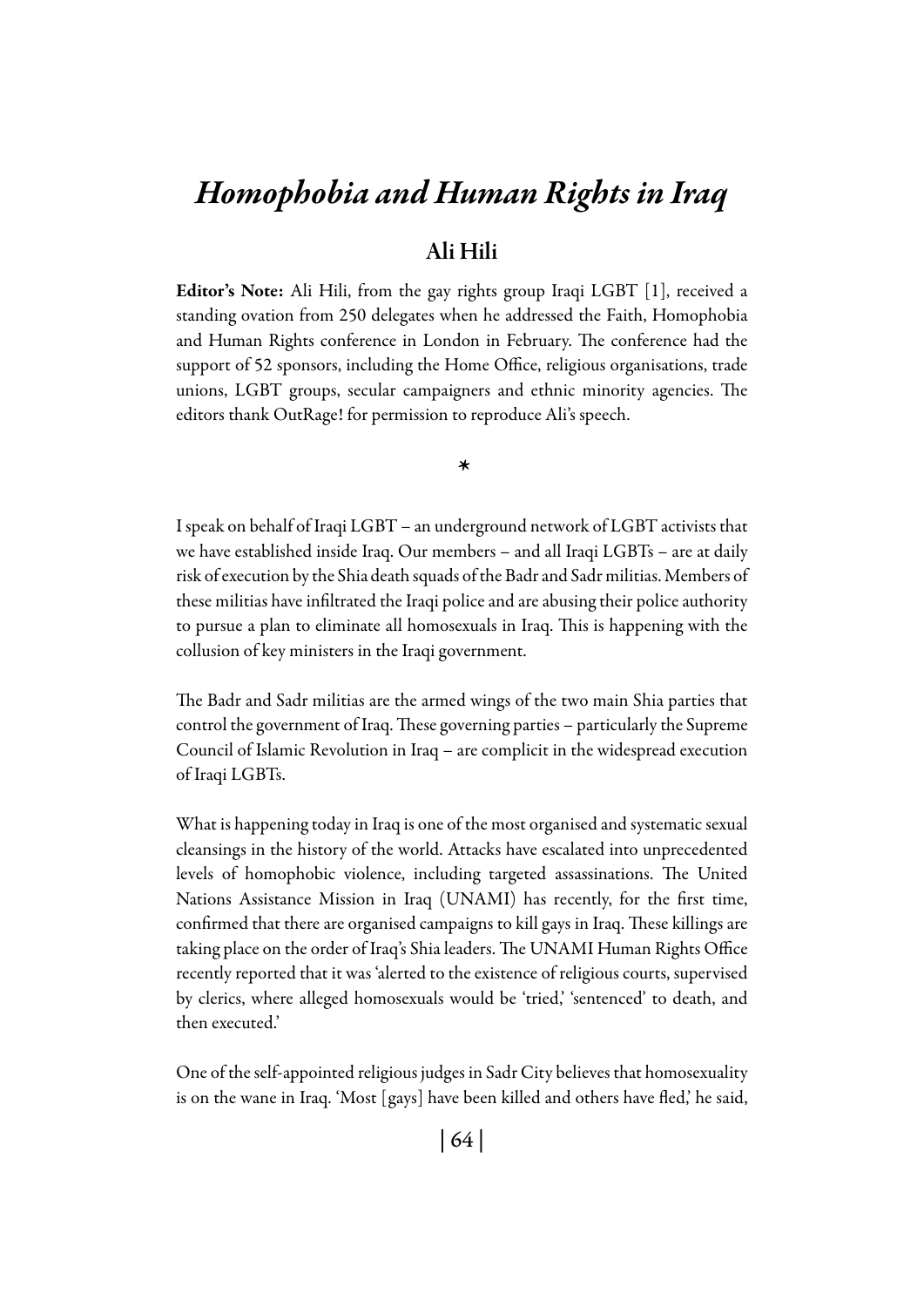# *Homophobia and Human Rights in Iraq*

## Ali Hili

**Editor's Note:** Ali Hili, from the gay rights group Iraqi LGBT [1], received a standing ovation from 250 delegates when he addressed the Faith, Homophobia and Human Rights conference in London in February. The conference had the support of 52 sponsors, including the Home Office, religious organisations, trade unions, LGBT groups, secular campaigners and ethnic minority agencies. The editors thank OutRage! for permission to reproduce Ali's speech.

*

I speak on behalf of Iraqi LGBT – an underground network of LGBT activists that we have established inside Iraq. Our members – and all Iraqi LGBTs – are at daily risk of execution by the Shia death squads of the Badr and Sadr militias. Members of these militias have infiltrated the Iraqi police and are abusing their police authority to pursue a plan to eliminate all homosexuals in Iraq. This is happening with the collusion of key ministers in the Iraqi government.

The Badr and Sadr militias are the armed wings of the two main Shia parties that control the government of Iraq. These governing parties – particularly the Supreme Council of Islamic Revolution in Iraq – are complicit in the widespread execution of Iraqi LGBTs.

What is happening today in Iraq is one of the most organised and systematic sexual cleansings in the history of the world. Attacks have escalated into unprecedented levels of homophobic violence, including targeted assassinations. The United Nations Assistance Mission in Iraq (UNAMI) has recently, for the first time, confirmed that there are organised campaigns to kill gays in Iraq. These killings are taking place on the order of Iraq's Shia leaders. The UNAMI Human Rights Office recently reported that it was 'alerted to the existence of religious courts, supervised by clerics, where alleged homosexuals would be 'tried,' 'sentenced' to death, and then executed.'

One of the self-appointed religious judges in Sadr City believes that homosexuality is on the wane in Iraq. 'Most [gays] have been killed and others have fled,' he said,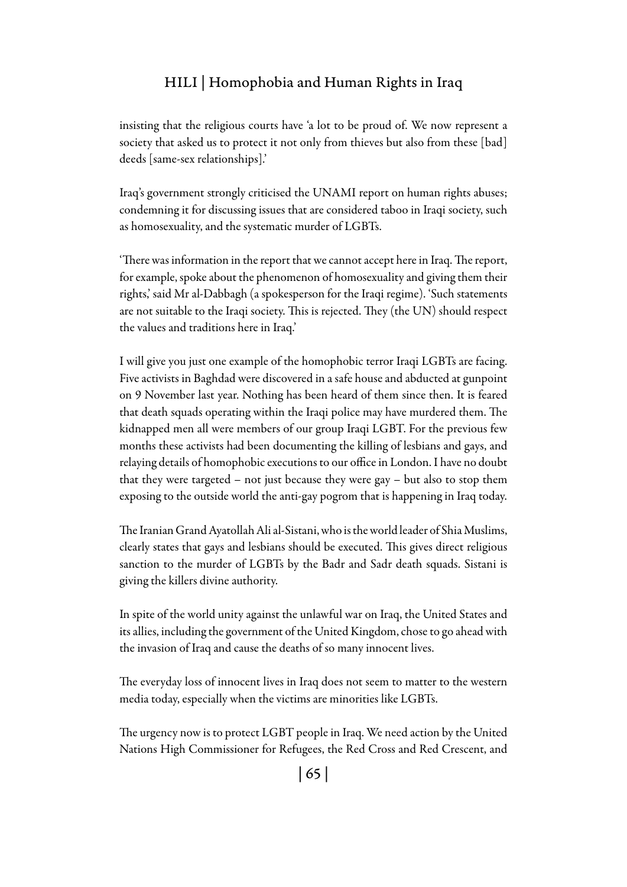insisting that the religious courts have 'a lot to be proud of. We now represent a society that asked us to protect it not only from thieves but also from these [bad] deeds [same-sex relationships].'

Iraq's government strongly criticised the UNAMI report on human rights abuses; condemning it for discussing issues that are considered taboo in Iraqi society, such as homosexuality, and the systematic murder of LGBTs.

'There was information in the report that we cannot accept here in Iraq. The report, for example, spoke about the phenomenon of homosexuality and giving them their rights,' said Mr al-Dabbagh (a spokesperson for the Iraqi regime). 'Such statements are not suitable to the Iraqi society. This is rejected. They (the UN) should respect the values and traditions here in Iraq.'

I will give you just one example of the homophobic terror Iraqi LGBTs are facing. Five activists in Baghdad were discovered in a safe house and abducted at gunpoint on 9 November last year. Nothing has been heard of them since then. It is feared that death squads operating within the Iraqi police may have murdered them. The kidnapped men all were members of our group Iraqi LGBT. For the previous few months these activists had been documenting the killing of lesbians and gays, and relaying details of homophobic executions to our office in London. I have no doubt that they were targeted – not just because they were gay – but also to stop them exposing to the outside world the anti-gay pogrom that is happening in Iraq today.

The Iranian Grand Ayatollah Ali al-Sistani, who is the world leader of Shia Muslims, clearly states that gays and lesbians should be executed. This gives direct religious sanction to the murder of LGBTs by the Badr and Sadr death squads. Sistani is giving the killers divine authority.

In spite of the world unity against the unlawful war on Iraq, the United States and its allies, including the government of the United Kingdom, chose to go ahead with the invasion of Iraq and cause the deaths of so many innocent lives.

The everyday loss of innocent lives in Iraq does not seem to matter to the western media today, especially when the victims are minorities like LGBTs.

The urgency now is to protect LGBT people in Iraq. We need action by the United Nations High Commissioner for Refugees, the Red Cross and Red Crescent, and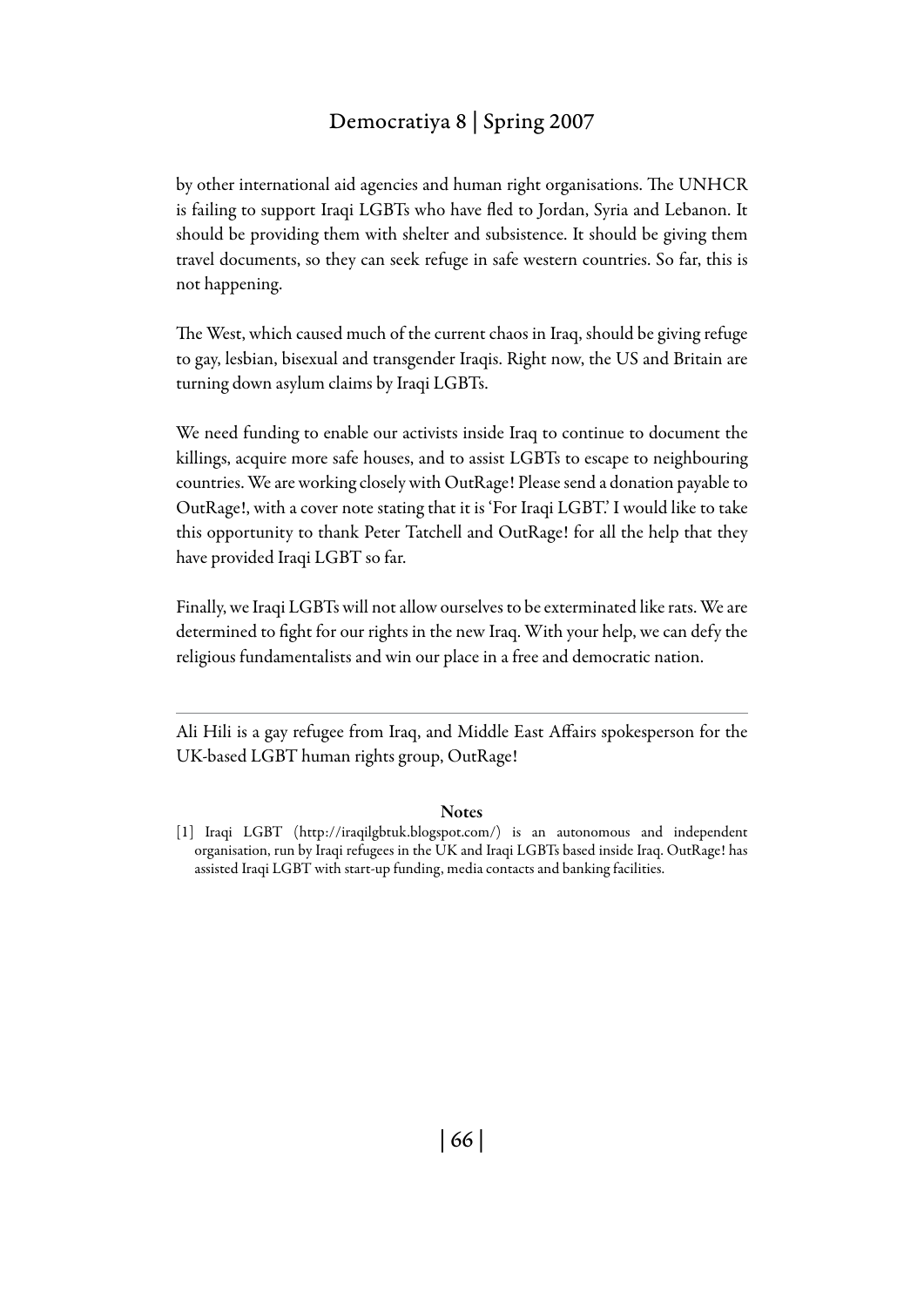by other international aid agencies and human right organisations. The UNHCR is failing to support Iraqi LGBTs who have fled to Jordan, Syria and Lebanon. It should be providing them with shelter and subsistence. It should be giving them travel documents, so they can seek refuge in safe western countries. So far, this is not happening.

The West, which caused much of the current chaos in Iraq, should be giving refuge to gay, lesbian, bisexual and transgender Iraqis. Right now, the US and Britain are turning down asylum claims by Iraqi LGBTs.

We need funding to enable our activists inside Iraq to continue to document the killings, acquire more safe houses, and to assist LGBTs to escape to neighbouring countries. We are working closely with OutRage! Please send a donation payable to OutRage!, with a cover note stating that it is 'For Iraqi LGBT.' I would like to take this opportunity to thank Peter Tatchell and OutRage! for all the help that they have provided Iraqi LGBT so far.

Finally, we Iraqi LGBTs will not allow ourselves to be exterminated like rats. We are determined to fight for our rights in the new Iraq. With your help, we can defy the religious fundamentalists and win our place in a free and democratic nation.

---

Ali Hili is a gay refugee from Iraq, and Middle East Affairs spokesperson for the UK-based LGBT human rights group, OutRage!

## Notes

[1] Iraqi LGBT (http://iraqilgbtuk.blogspot.com/) is an autonomous and independent organisation, run by Iraqi refugees in the UK and Iraqi LGBTs based inside Iraq. OutRage! has assisted Iraqi LGBT with start-up funding, media contacts and banking facilities.